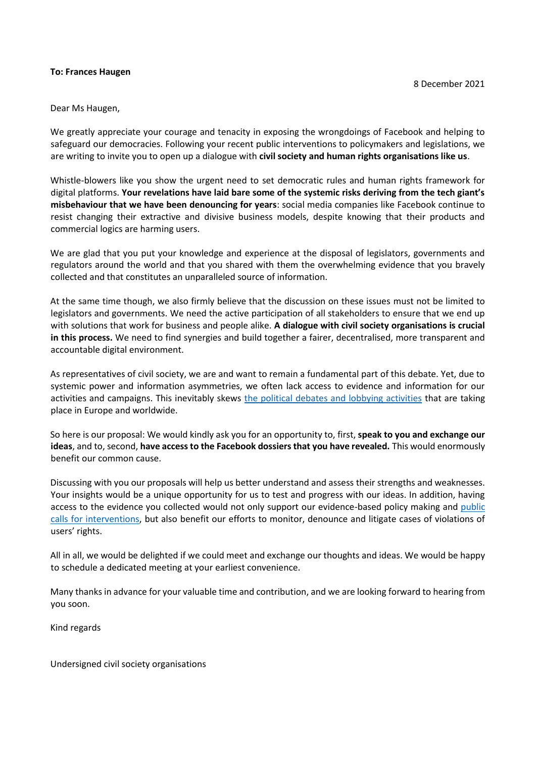**To: Frances Haugen**

8 December 2021

Dear Ms Haugen,

We greatly appreciate your courage and tenacity in exposing the wrongdoings of Facebook and helping to safeguard our democracies. Following your recent public interventions to policymakers and legislations, we are writing to invite you to open up a dialogue with **civil society and human rights organisations like us**.

Whistle-blowers like you show the urgent need to set democratic rules and human rights framework for digital platforms. **Your revelations have laid bare some of the systemic risks deriving from the tech giant's misbehaviour that we have been denouncing for years**: social media companies like Facebook continue to resist changing their extractive and divisive business models, despite knowing that their products and commercial logics are harming users.

We are glad that you put your knowledge and experience at the disposal of legislators, governments and regulators around the world and that you shared with them the overwhelming evidence that you bravely collected and that constitutes an unparalleled source of information.

At the same time though, we also firmly believe that the discussion on these issues must not be limited to legislators and governments. We need the active participation of all stakeholders to ensure that we end up with solutions that work for business and people alike. **A dialogue with civil society organisations is crucial in this process.** We need to find synergies and build together a fairer, decentralised, more transparent and accountable digital environment.

As representatives of civil society, we are and want to remain a fundamental part of this debate. Yet, due to systemic power and information asymmetries, we often lack access to evidence and information for our activities and campaigns. This inevitably skews the political debates and lobbying activities that are taking place in Europe and worldwide.

So here is our proposal: We would kindly ask you for an opportunity to, first, **speak to you and exchange our ideas**, and to, second, **have access to the Facebook dossiers that you have revealed.** This would enormously benefit our common cause.

Discussing with you our proposals will help us better understand and assess their strengths and weaknesses. Your insights would be a unique opportunity for us to test and progress with our ideas. In addition, having access to the evidence you collected would not only support our evidence-based policy making and public calls for interventions, but also benefit our efforts to monitor, denounce and litigate cases of violations of users' rights.

All in all, we would be delighted if we could meet and exchange our thoughts and ideas. We would be happy to schedule a dedicated meeting at your earliest convenience.

Many thanks in advance for your valuable time and contribution, and we are looking forward to hearing from you soon.

Kind regards

Undersigned civil society organisations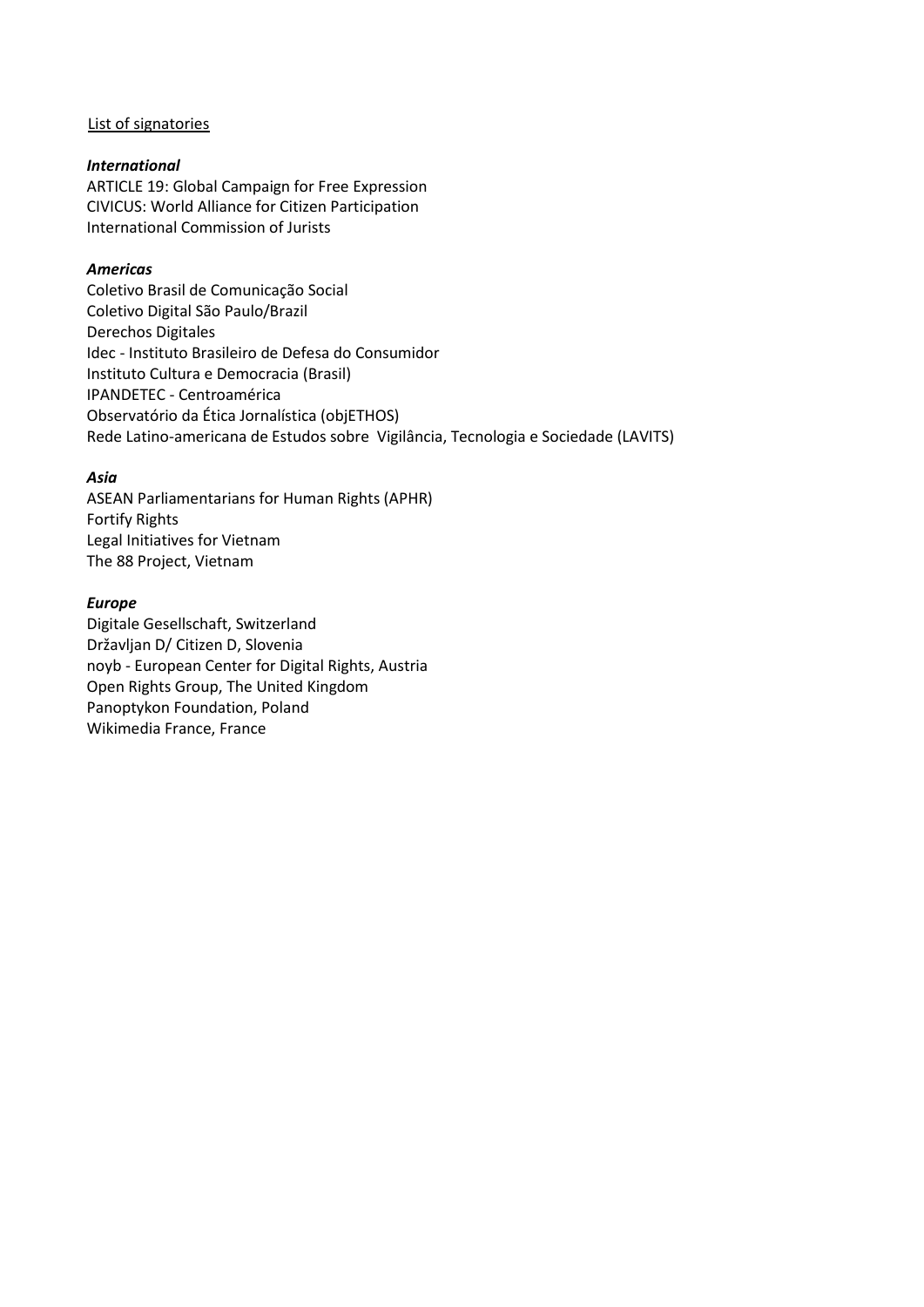List of signatories

***International***

ARTICLE 19: Global Campaign for Free Expression
CIVICUS: World Alliance for Citizen Participation
International Commission of Jurists

***Americas***

Coletivo Brasil de Comunicação Social
Coletivo Digital São Paulo/Brazil
Derechos Digitales
Idec - Instituto Brasileiro de Defesa do Consumidor
Instituto Cultura e Democracia (Brasil)
IPANDETEC - Centroamérica
Observatório da Ética Jornalística (objETHOS)
Rede Latino-americana de Estudos sobre Vigilância, Tecnologia e Sociedade (LAVITS)

***Asia***

ASEAN Parliamentarians for Human Rights (APHR)
Fortify Rights
Legal Initiatives for Vietnam
The 88 Project, Vietnam

***Europe***

Digitale Gesellschaft, Switzerland
Državljan D/ Citizen D, Slovenia
noyb - European Center for Digital Rights, Austria
Open Rights Group, The United Kingdom
Panoptykon Foundation, Poland
Wikimedia France, France